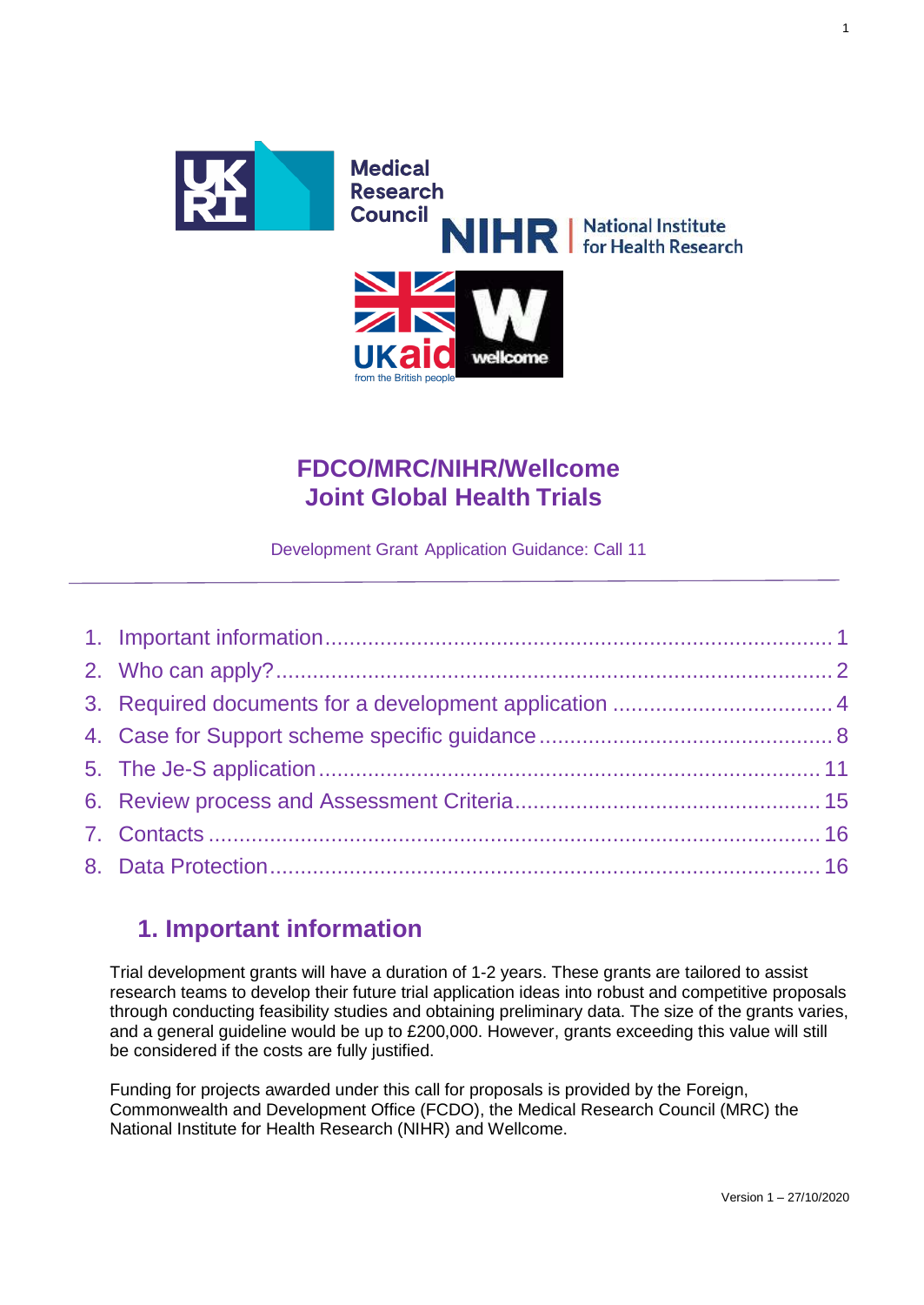# FDCO/MRC/NIHR/Wellcome Joint Global Health Trials

Development Grant Application Guidance: Call 11

1. Important information ........ 1
2. Who can apply? ........ 2
3. Required documents for a development application ........ 4
4. Case for Support scheme specific guidance ........ 8
5. The Je-S application ........ 11
6. Review process and Assessment Criteria ........ 15
7. Contacts ........ 16
8. Data Protection ........ 16

## 1. Important information

Trial development grants will have a duration of 1-2 years. These grants are tailored to assist research teams to develop their future trial application ideas into robust and competitive proposals through conducting feasibility studies and obtaining preliminary data. The size of the grants varies, and a general guideline would be up to £200,000. However, grants exceeding this value will still be considered if the costs are fully justified.

Funding for projects awarded under this call for proposals is provided by the Foreign, Commonwealth and Development Office (FCDO), the Medical Research Council (MRC) the National Institute for Health Research (NIHR) and Wellcome.

Version 1 – 27/10/2020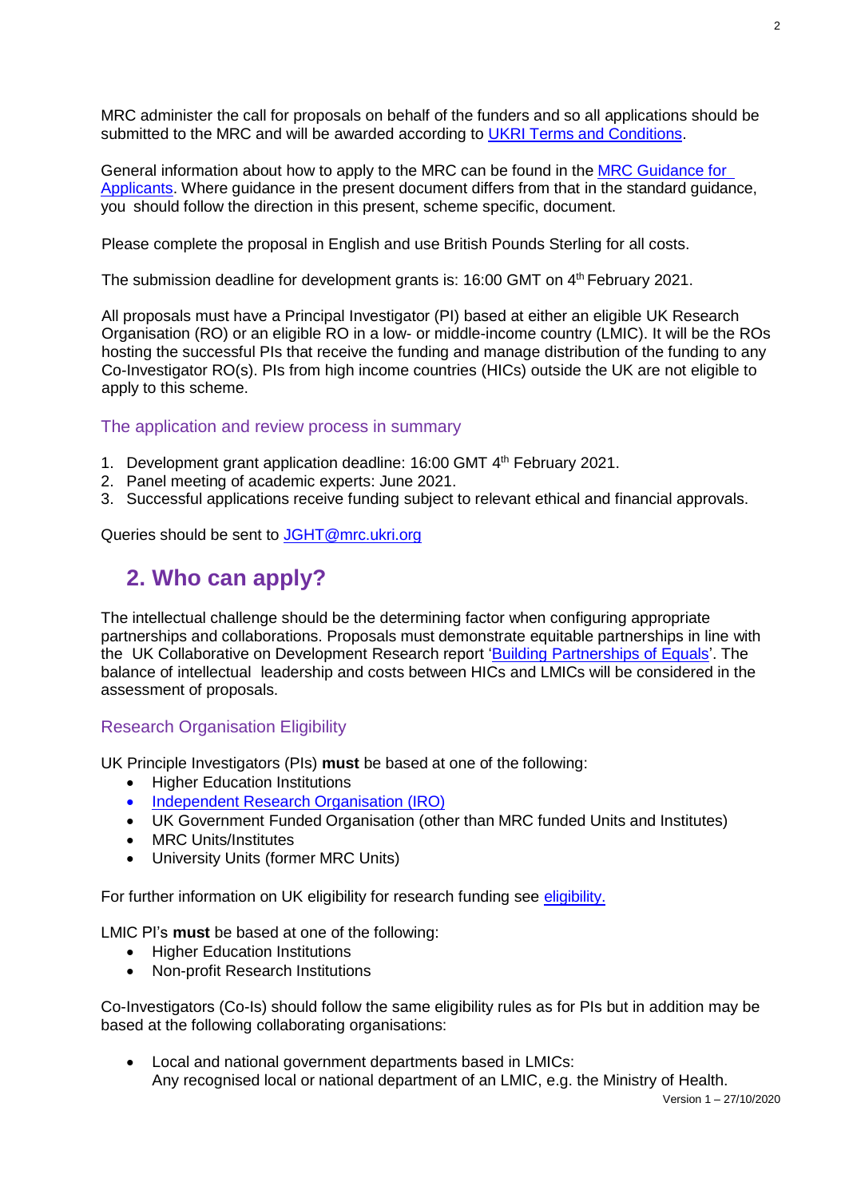MRC administer the call for proposals on behalf of the funders and so all applications should be submitted to the MRC and will be awarded according to [UKRI Terms and Conditions](#).

General information about how to apply to the MRC can be found in the [MRC Guidance for Applicants](#). Where guidance in the present document differs from that in the standard guidance, you should follow the direction in this present, scheme specific, document.

Please complete the proposal in English and use British Pounds Sterling for all costs.

The submission deadline for development grants is: 16:00 GMT on 4th February 2021.

All proposals must have a Principal Investigator (PI) based at either an eligible UK Research Organisation (RO) or an eligible RO in a low- or middle-income country (LMIC). It will be the ROs hosting the successful PIs that receive the funding and manage distribution of the funding to any Co-Investigator RO(s). PIs from high income countries (HICs) outside the UK are not eligible to apply to this scheme.

### The application and review process in summary

1. Development grant application deadline: 16:00 GMT 4th February 2021.
2. Panel meeting of academic experts: June 2021.
3. Successful applications receive funding subject to relevant ethical and financial approvals.

Queries should be sent to [JGHT@mrc.ukri.org](mailto:JGHT@mrc.ukri.org)

## 2. Who can apply?

The intellectual challenge should be the determining factor when configuring appropriate partnerships and collaborations. Proposals must demonstrate equitable partnerships in line with the UK Collaborative on Development Research report '[Building Partnerships of Equals](#)'. The balance of intellectual leadership and costs between HICs and LMICs will be considered in the assessment of proposals.

### Research Organisation Eligibility

UK Principle Investigators (PIs) **must** be based at one of the following:

- Higher Education Institutions
- [Independent Research Organisation (IRO)](#)
- UK Government Funded Organisation (other than MRC funded Units and Institutes)
- MRC Units/Institutes
- University Units (former MRC Units)

For further information on UK eligibility for research funding see [eligibility.](#)

LMIC PI's **must** be based at one of the following:

- Higher Education Institutions
- Non-profit Research Institutions

Co-Investigators (Co-Is) should follow the same eligibility rules as for PIs but in addition may be based at the following collaborating organisations:

- Local and national government departments based in LMICs:
  Any recognised local or national department of an LMIC, e.g. the Ministry of Health.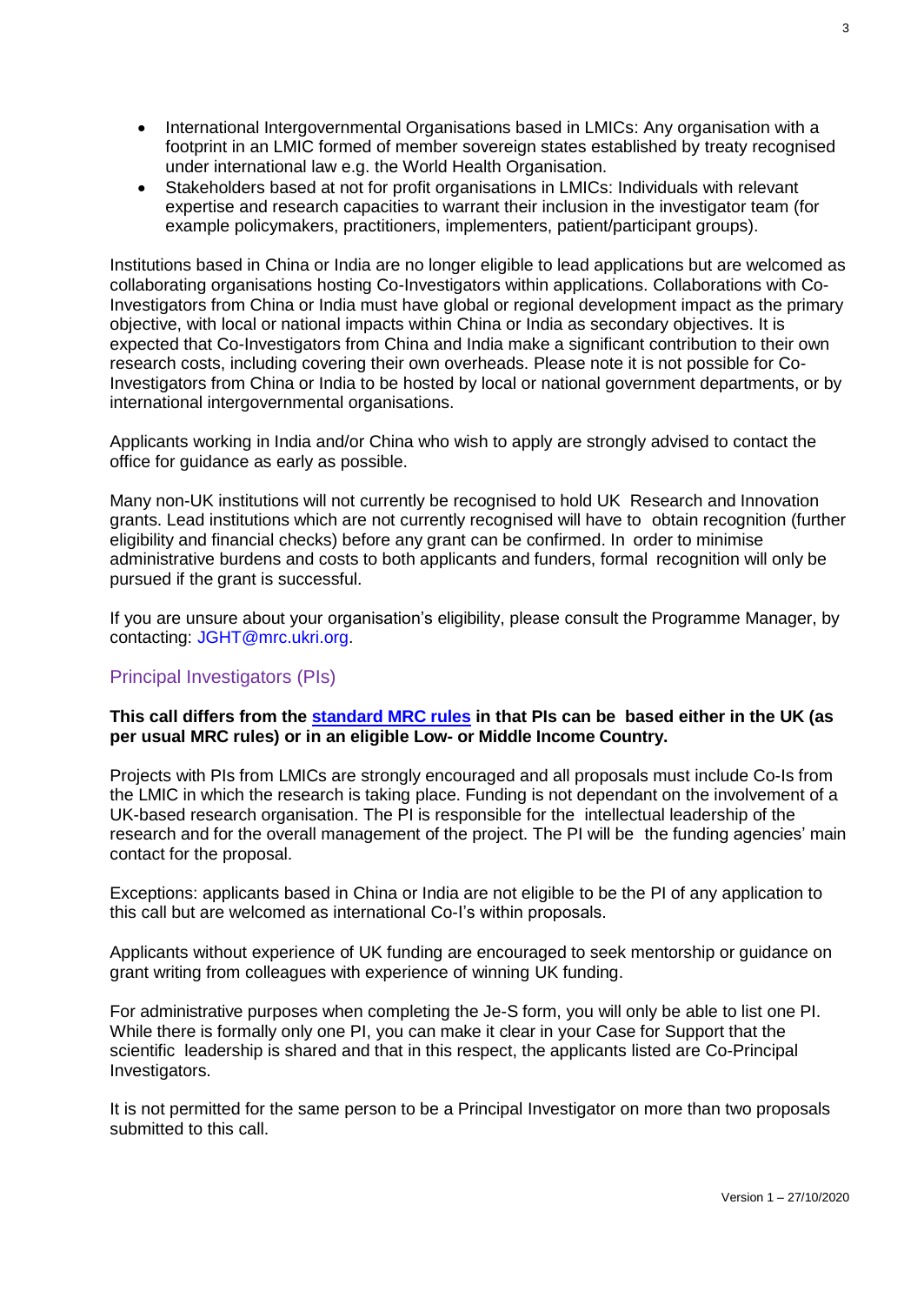- International Intergovernmental Organisations based in LMICs: Any organisation with a footprint in an LMIC formed of member sovereign states established by treaty recognised under international law e.g. the World Health Organisation.
- Stakeholders based at not for profit organisations in LMICs: Individuals with relevant expertise and research capacities to warrant their inclusion in the investigator team (for example policymakers, practitioners, implementers, patient/participant groups).

Institutions based in China or India are no longer eligible to lead applications but are welcomed as collaborating organisations hosting Co-Investigators within applications. Collaborations with Co-Investigators from China or India must have global or regional development impact as the primary objective, with local or national impacts within China or India as secondary objectives. It is expected that Co-Investigators from China and India make a significant contribution to their own research costs, including covering their own overheads. Please note it is not possible for Co-Investigators from China or India to be hosted by local or national government departments, or by international intergovernmental organisations.

Applicants working in India and/or China who wish to apply are strongly advised to contact the office for guidance as early as possible.

Many non-UK institutions will not currently be recognised to hold UK Research and Innovation grants. Lead institutions which are not currently recognised will have to obtain recognition (further eligibility and financial checks) before any grant can be confirmed. In order to minimise administrative burdens and costs to both applicants and funders, formal recognition will only be pursued if the grant is successful.

If you are unsure about your organisation's eligibility, please consult the Programme Manager, by contacting: JGHT@mrc.ukri.org.

## Principal Investigators (PIs)

**This call differs from the standard MRC rules in that PIs can be based either in the UK (as per usual MRC rules) or in an eligible Low- or Middle Income Country.**

Projects with PIs from LMICs are strongly encouraged and all proposals must include Co-Is from the LMIC in which the research is taking place. Funding is not dependant on the involvement of a UK-based research organisation. The PI is responsible for the intellectual leadership of the research and for the overall management of the project. The PI will be the funding agencies' main contact for the proposal.

Exceptions: applicants based in China or India are not eligible to be the PI of any application to this call but are welcomed as international Co-I's within proposals.

Applicants without experience of UK funding are encouraged to seek mentorship or guidance on grant writing from colleagues with experience of winning UK funding.

For administrative purposes when completing the Je-S form, you will only be able to list one PI. While there is formally only one PI, you can make it clear in your Case for Support that the scientific leadership is shared and that in this respect, the applicants listed are Co-Principal Investigators.

It is not permitted for the same person to be a Principal Investigator on more than two proposals submitted to this call.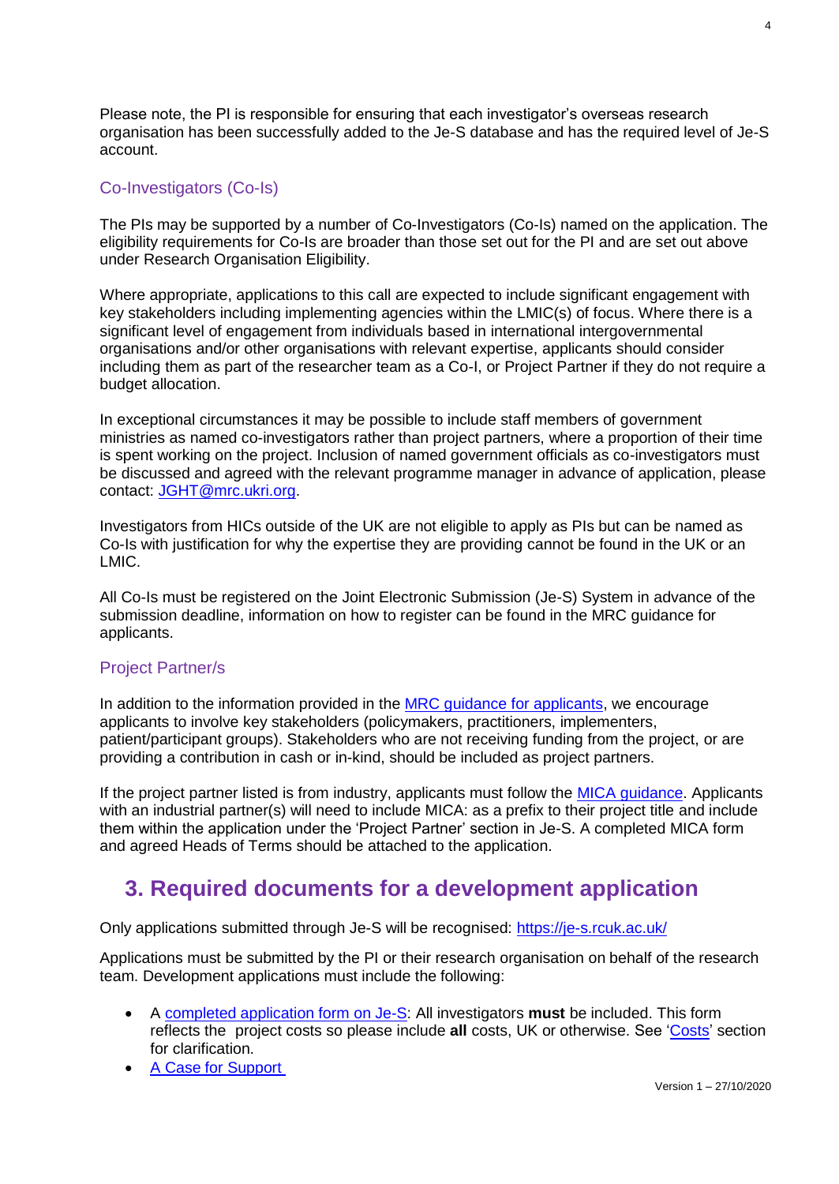Please note, the PI is responsible for ensuring that each investigator's overseas research organisation has been successfully added to the Je-S database and has the required level of Je-S account.

### Co-Investigators (Co-Is)

The PIs may be supported by a number of Co-Investigators (Co-Is) named on the application. The eligibility requirements for Co-Is are broader than those set out for the PI and are set out above under Research Organisation Eligibility.

Where appropriate, applications to this call are expected to include significant engagement with key stakeholders including implementing agencies within the LMIC(s) of focus. Where there is a significant level of engagement from individuals based in international intergovernmental organisations and/or other organisations with relevant expertise, applicants should consider including them as part of the researcher team as a Co-I, or Project Partner if they do not require a budget allocation.

In exceptional circumstances it may be possible to include staff members of government ministries as named co-investigators rather than project partners, where a proportion of their time is spent working on the project. Inclusion of named government officials as co-investigators must be discussed and agreed with the relevant programme manager in advance of application, please contact: JGHT@mrc.ukri.org.

Investigators from HICs outside of the UK are not eligible to apply as PIs but can be named as Co-Is with justification for why the expertise they are providing cannot be found in the UK or an LMIC.

All Co-Is must be registered on the Joint Electronic Submission (Je-S) System in advance of the submission deadline, information on how to register can be found in the MRC guidance for applicants.

### Project Partner/s

In addition to the information provided in the MRC guidance for applicants, we encourage applicants to involve key stakeholders (policymakers, practitioners, implementers, patient/participant groups). Stakeholders who are not receiving funding from the project, or are providing a contribution in cash or in-kind, should be included as project partners.

If the project partner listed is from industry, applicants must follow the MICA guidance. Applicants with an industrial partner(s) will need to include MICA: as a prefix to their project title and include them within the application under the 'Project Partner' section in Je-S. A completed MICA form and agreed Heads of Terms should be attached to the application.

## 3. Required documents for a development application

Only applications submitted through Je-S will be recognised: https://je-s.rcuk.ac.uk/

Applications must be submitted by the PI or their research organisation on behalf of the research team. Development applications must include the following:

- A completed application form on Je-S: All investigators **must** be included. This form reflects the project costs so please include **all** costs, UK or otherwise. See 'Costs' section for clarification.
- A Case for Support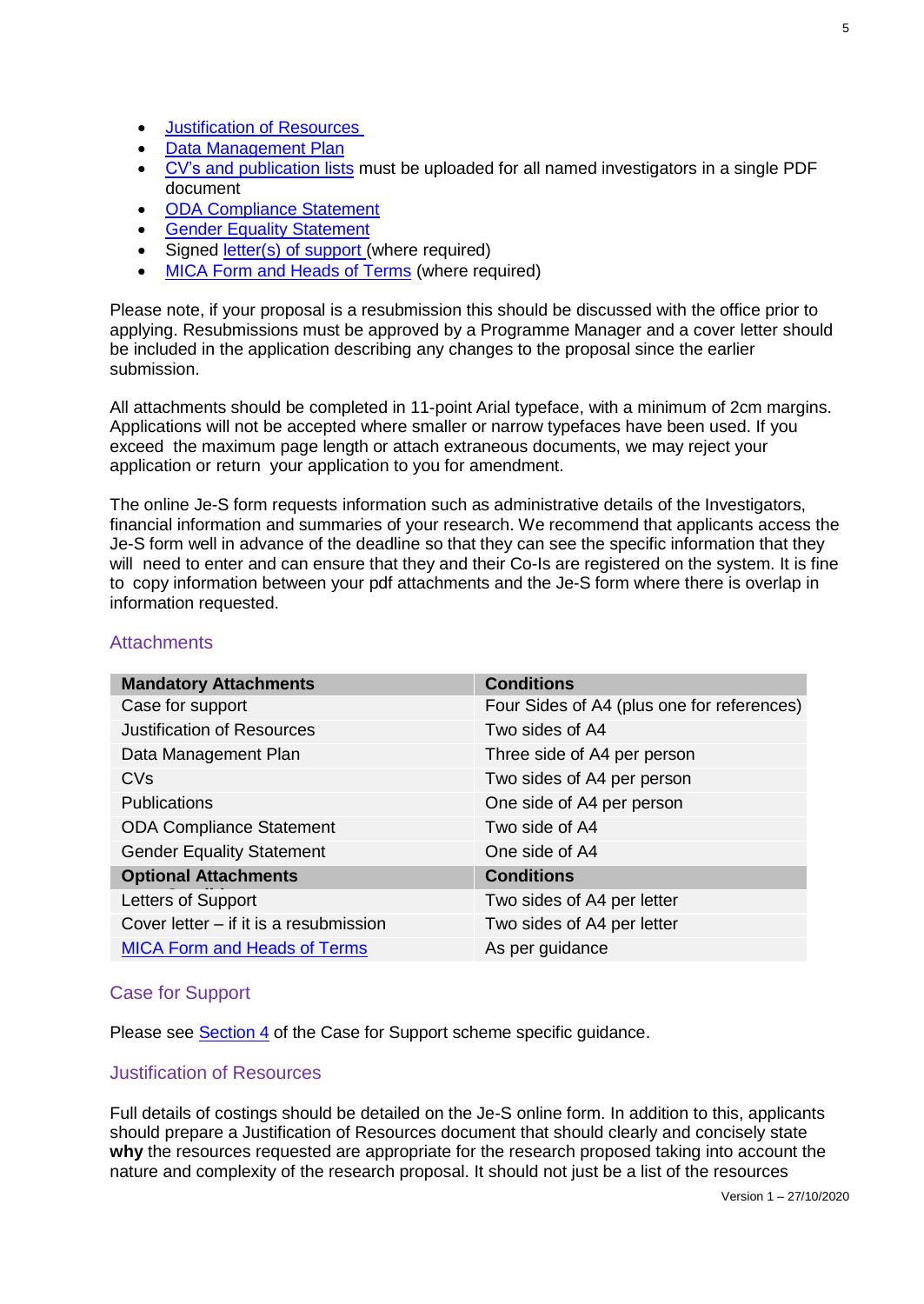- Justification of Resources
- Data Management Plan
- CV's and publication lists must be uploaded for all named investigators in a single PDF document
- ODA Compliance Statement
- Gender Equality Statement
- Signed letter(s) of support (where required)
- MICA Form and Heads of Terms (where required)

Please note, if your proposal is a resubmission this should be discussed with the office prior to applying. Resubmissions must be approved by a Programme Manager and a cover letter should be included in the application describing any changes to the proposal since the earlier submission.

All attachments should be completed in 11-point Arial typeface, with a minimum of 2cm margins. Applications will not be accepted where smaller or narrow typefaces have been used. If you exceed the maximum page length or attach extraneous documents, we may reject your application or return your application to you for amendment.

The online Je-S form requests information such as administrative details of the Investigators, financial information and summaries of your research. We recommend that applicants access the Je-S form well in advance of the deadline so that they can see the specific information that they will need to enter and can ensure that they and their Co-Is are registered on the system. It is fine to copy information between your pdf attachments and the Je-S form where there is overlap in information requested.

## Attachments

| Mandatory Attachments | Conditions |
|---|---|
| Case for support | Four Sides of A4 (plus one for references) |
| Justification of Resources | Two sides of A4 |
| Data Management Plan | Three side of A4 per person |
| CVs | Two sides of A4 per person |
| Publications | One side of A4 per person |
| ODA Compliance Statement | Two side of A4 |
| Gender Equality Statement | One side of A4 |
| **Optional Attachments** | **Conditions** |
| Letters of Support | Two sides of A4 per letter |
| Cover letter – if it is a resubmission | Two sides of A4 per letter |
| MICA Form and Heads of Terms | As per guidance |

## Case for Support

Please see Section 4 of the Case for Support scheme specific guidance.

## Justification of Resources

Full details of costings should be detailed on the Je-S online form. In addition to this, applicants should prepare a Justification of Resources document that should clearly and concisely state **why** the resources requested are appropriate for the research proposed taking into account the nature and complexity of the research proposal. It should not just be a list of the resources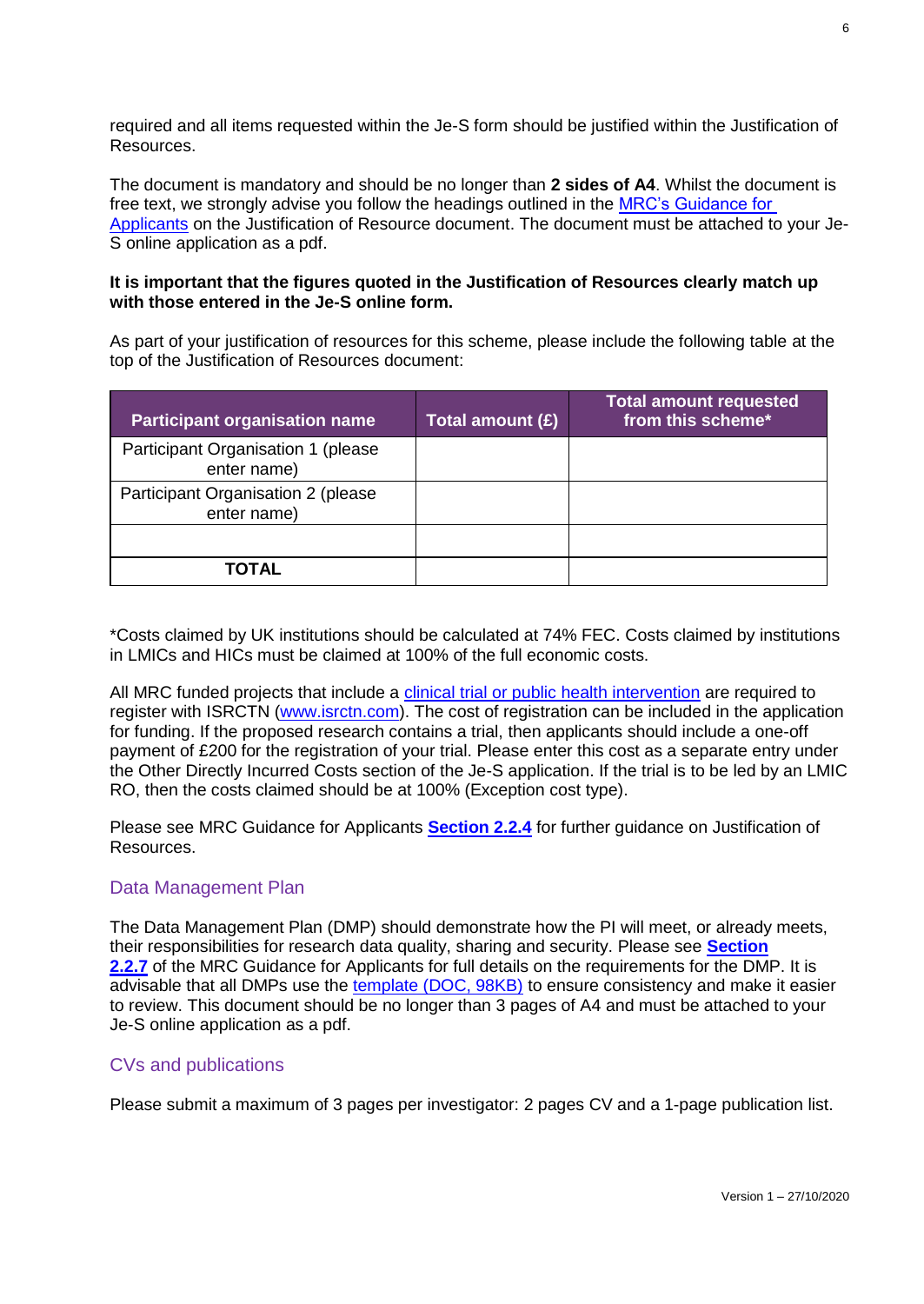required and all items requested within the Je-S form should be justified within the Justification of Resources.

The document is mandatory and should be no longer than **2 sides of A4**. Whilst the document is free text, we strongly advise you follow the headings outlined in the MRC's Guidance for Applicants on the Justification of Resource document. The document must be attached to your Je-S online application as a pdf.

**It is important that the figures quoted in the Justification of Resources clearly match up with those entered in the Je-S online form.**

As part of your justification of resources for this scheme, please include the following table at the top of the Justification of Resources document:

| Participant organisation name | Total amount (£) | Total amount requested from this scheme* |
| --- | --- | --- |
| Participant Organisation 1 (please enter name) | | |
| Participant Organisation 2 (please enter name) | | |
| | | |
| **TOTAL** | | |

*Costs claimed by UK institutions should be calculated at 74% FEC. Costs claimed by institutions in LMICs and HICs must be claimed at 100% of the full economic costs.

All MRC funded projects that include a clinical trial or public health intervention are required to register with ISRCTN (www.isrctn.com). The cost of registration can be included in the application for funding. If the proposed research contains a trial, then applicants should include a one-off payment of £200 for the registration of your trial. Please enter this cost as a separate entry under the Other Directly Incurred Costs section of the Je-S application. If the trial is to be led by an LMIC RO, then the costs claimed should be at 100% (Exception cost type).

Please see MRC Guidance for Applicants **Section 2.2.4** for further guidance on Justification of Resources.

## Data Management Plan

The Data Management Plan (DMP) should demonstrate how the PI will meet, or already meets, their responsibilities for research data quality, sharing and security. Please see **Section 2.2.7** of the MRC Guidance for Applicants for full details on the requirements for the DMP. It is advisable that all DMPs use the template (DOC, 98KB) to ensure consistency and make it easier to review. This document should be no longer than 3 pages of A4 and must be attached to your Je-S online application as a pdf.

## CVs and publications

Please submit a maximum of 3 pages per investigator: 2 pages CV and a 1-page publication list.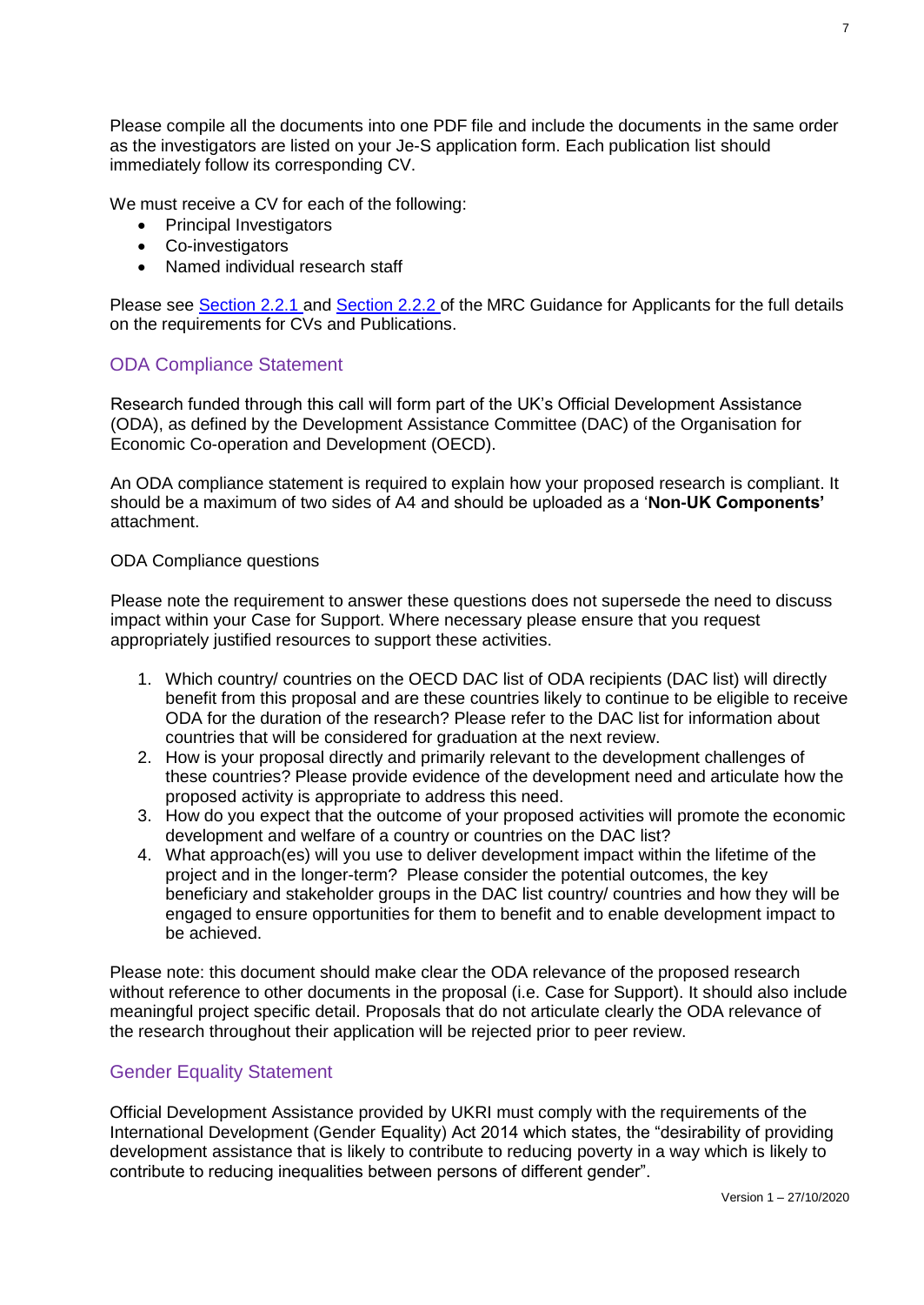Please compile all the documents into one PDF file and include the documents in the same order as the investigators are listed on your Je-S application form. Each publication list should immediately follow its corresponding CV.

We must receive a CV for each of the following:

- Principal Investigators
- Co-investigators
- Named individual research staff

Please see Section 2.2.1 and Section 2.2.2 of the MRC Guidance for Applicants for the full details on the requirements for CVs and Publications.

## ODA Compliance Statement

Research funded through this call will form part of the UK's Official Development Assistance (ODA), as defined by the Development Assistance Committee (DAC) of the Organisation for Economic Co-operation and Development (OECD).

An ODA compliance statement is required to explain how your proposed research is compliant. It should be a maximum of two sides of A4 and should be uploaded as a '**Non-UK Components'** attachment.

ODA Compliance questions

Please note the requirement to answer these questions does not supersede the need to discuss impact within your Case for Support. Where necessary please ensure that you request appropriately justified resources to support these activities.

1. Which country/ countries on the OECD DAC list of ODA recipients (DAC list) will directly benefit from this proposal and are these countries likely to continue to be eligible to receive ODA for the duration of the research? Please refer to the DAC list for information about countries that will be considered for graduation at the next review.
2. How is your proposal directly and primarily relevant to the development challenges of these countries? Please provide evidence of the development need and articulate how the proposed activity is appropriate to address this need.
3. How do you expect that the outcome of your proposed activities will promote the economic development and welfare of a country or countries on the DAC list?
4. What approach(es) will you use to deliver development impact within the lifetime of the project and in the longer-term? Please consider the potential outcomes, the key beneficiary and stakeholder groups in the DAC list country/ countries and how they will be engaged to ensure opportunities for them to benefit and to enable development impact to be achieved.

Please note: this document should make clear the ODA relevance of the proposed research without reference to other documents in the proposal (i.e. Case for Support). It should also include meaningful project specific detail. Proposals that do not articulate clearly the ODA relevance of the research throughout their application will be rejected prior to peer review.

## Gender Equality Statement

Official Development Assistance provided by UKRI must comply with the requirements of the International Development (Gender Equality) Act 2014 which states, the "desirability of providing development assistance that is likely to contribute to reducing poverty in a way which is likely to contribute to reducing inequalities between persons of different gender".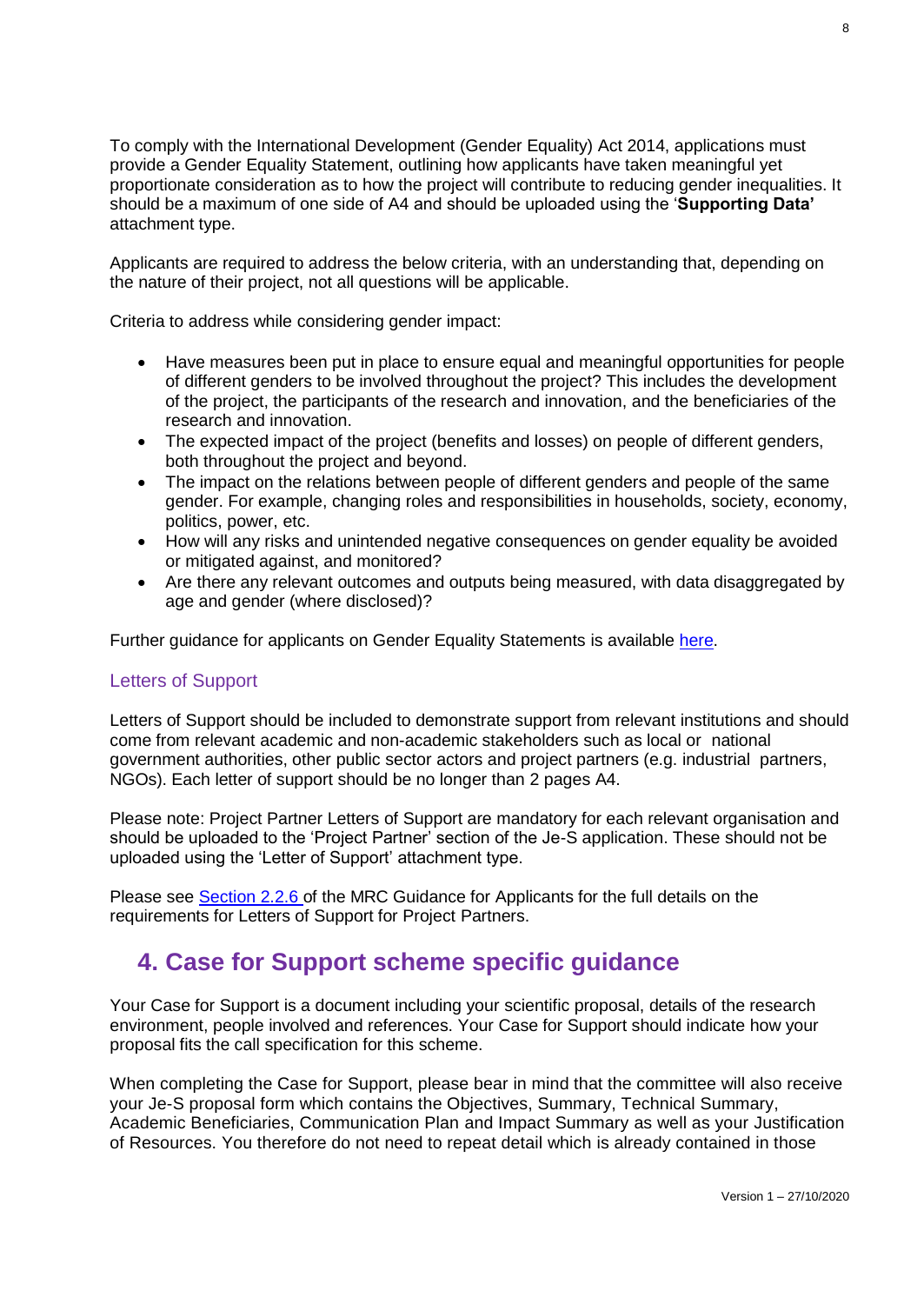To comply with the International Development (Gender Equality) Act 2014, applications must provide a Gender Equality Statement, outlining how applicants have taken meaningful yet proportionate consideration as to how the project will contribute to reducing gender inequalities. It should be a maximum of one side of A4 and should be uploaded using the '**Supporting Data'** attachment type.

Applicants are required to address the below criteria, with an understanding that, depending on the nature of their project, not all questions will be applicable.

Criteria to address while considering gender impact:

- Have measures been put in place to ensure equal and meaningful opportunities for people of different genders to be involved throughout the project? This includes the development of the project, the participants of the research and innovation, and the beneficiaries of the research and innovation.
- The expected impact of the project (benefits and losses) on people of different genders, both throughout the project and beyond.
- The impact on the relations between people of different genders and people of the same gender. For example, changing roles and responsibilities in households, society, economy, politics, power, etc.
- How will any risks and unintended negative consequences on gender equality be avoided or mitigated against, and monitored?
- Are there any relevant outcomes and outputs being measured, with data disaggregated by age and gender (where disclosed)?

Further guidance for applicants on Gender Equality Statements is available here.

### Letters of Support

Letters of Support should be included to demonstrate support from relevant institutions and should come from relevant academic and non-academic stakeholders such as local or national government authorities, other public sector actors and project partners (e.g. industrial partners, NGOs). Each letter of support should be no longer than 2 pages A4.

Please note: Project Partner Letters of Support are mandatory for each relevant organisation and should be uploaded to the 'Project Partner' section of the Je-S application. These should not be uploaded using the 'Letter of Support' attachment type.

Please see Section 2.2.6 of the MRC Guidance for Applicants for the full details on the requirements for Letters of Support for Project Partners.

## 4. Case for Support scheme specific guidance

Your Case for Support is a document including your scientific proposal, details of the research environment, people involved and references. Your Case for Support should indicate how your proposal fits the call specification for this scheme.

When completing the Case for Support, please bear in mind that the committee will also receive your Je-S proposal form which contains the Objectives, Summary, Technical Summary, Academic Beneficiaries, Communication Plan and Impact Summary as well as your Justification of Resources. You therefore do not need to repeat detail which is already contained in those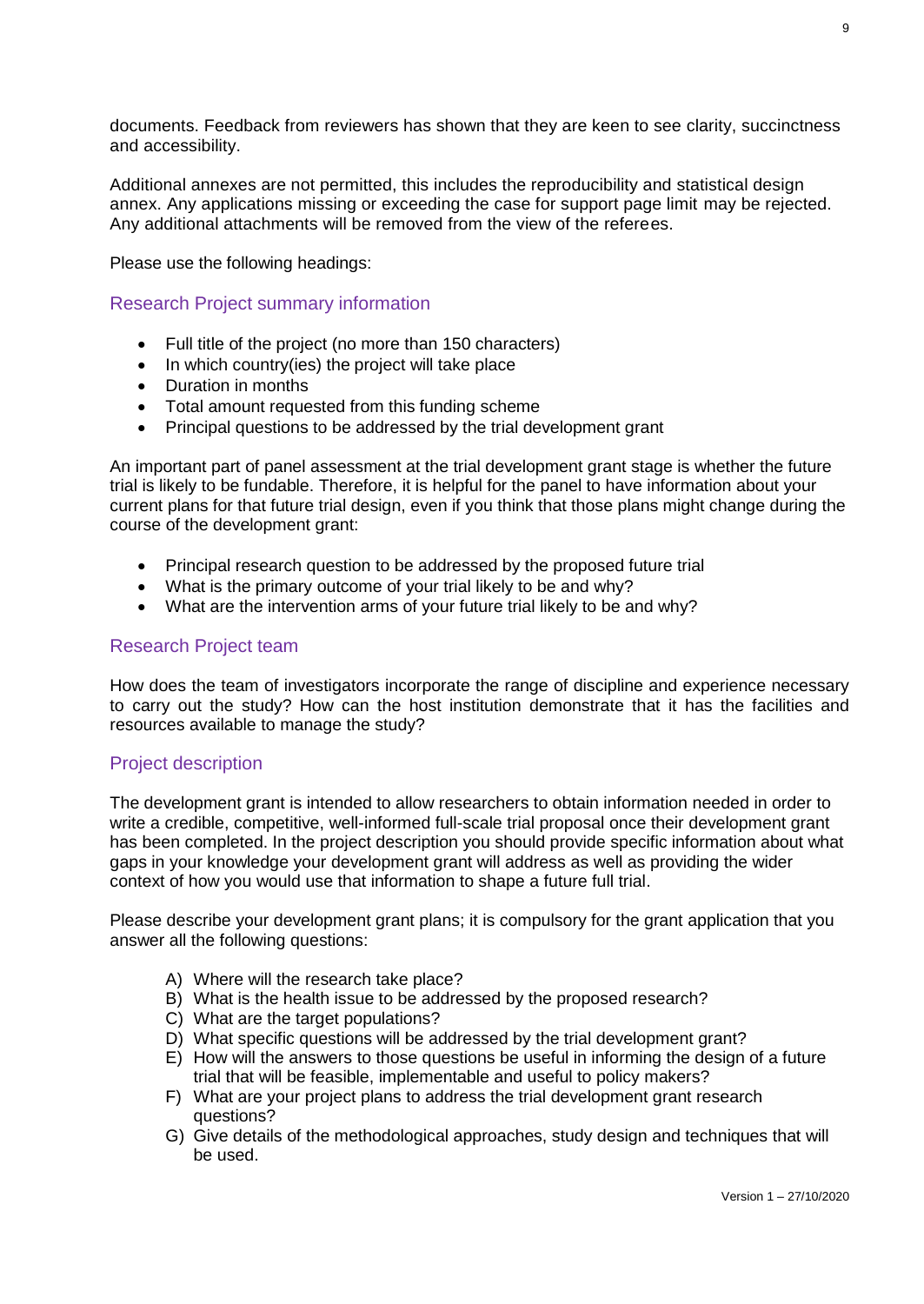documents. Feedback from reviewers has shown that they are keen to see clarity, succinctness and accessibility.

Additional annexes are not permitted, this includes the reproducibility and statistical design annex. Any applications missing or exceeding the case for support page limit may be rejected. Any additional attachments will be removed from the view of the referees.

Please use the following headings:

## Research Project summary information

- Full title of the project (no more than 150 characters)
- In which country(ies) the project will take place
- Duration in months
- Total amount requested from this funding scheme
- Principal questions to be addressed by the trial development grant

An important part of panel assessment at the trial development grant stage is whether the future trial is likely to be fundable. Therefore, it is helpful for the panel to have information about your current plans for that future trial design, even if you think that those plans might change during the course of the development grant:

- Principal research question to be addressed by the proposed future trial
- What is the primary outcome of your trial likely to be and why?
- What are the intervention arms of your future trial likely to be and why?

## Research Project team

How does the team of investigators incorporate the range of discipline and experience necessary to carry out the study? How can the host institution demonstrate that it has the facilities and resources available to manage the study?

## Project description

The development grant is intended to allow researchers to obtain information needed in order to write a credible, competitive, well-informed full-scale trial proposal once their development grant has been completed. In the project description you should provide specific information about what gaps in your knowledge your development grant will address as well as providing the wider context of how you would use that information to shape a future full trial.

Please describe your development grant plans; it is compulsory for the grant application that you answer all the following questions:

A) Where will the research take place?
B) What is the health issue to be addressed by the proposed research?
C) What are the target populations?
D) What specific questions will be addressed by the trial development grant?
E) How will the answers to those questions be useful in informing the design of a future trial that will be feasible, implementable and useful to policy makers?
F) What are your project plans to address the trial development grant research questions?
G) Give details of the methodological approaches, study design and techniques that will be used.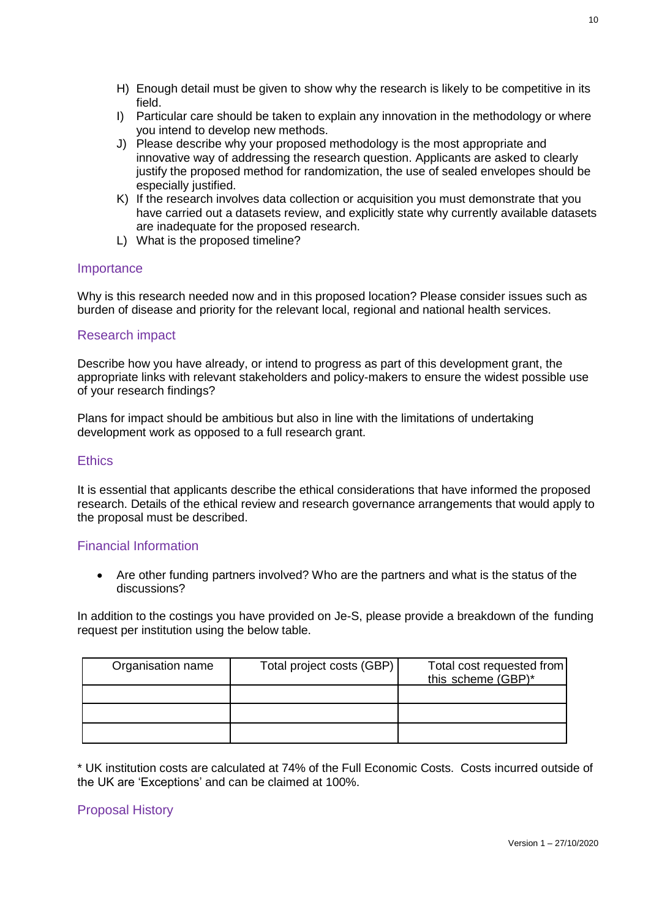H) Enough detail must be given to show why the research is likely to be competitive in its field.
I) Particular care should be taken to explain any innovation in the methodology or where you intend to develop new methods.
J) Please describe why your proposed methodology is the most appropriate and innovative way of addressing the research question. Applicants are asked to clearly justify the proposed method for randomization, the use of sealed envelopes should be especially justified.
K) If the research involves data collection or acquisition you must demonstrate that you have carried out a datasets review, and explicitly state why currently available datasets are inadequate for the proposed research.
L) What is the proposed timeline?

## Importance

Why is this research needed now and in this proposed location? Please consider issues such as burden of disease and priority for the relevant local, regional and national health services.

## Research impact

Describe how you have already, or intend to progress as part of this development grant, the appropriate links with relevant stakeholders and policy-makers to ensure the widest possible use of your research findings?

Plans for impact should be ambitious but also in line with the limitations of undertaking development work as opposed to a full research grant.

## Ethics

It is essential that applicants describe the ethical considerations that have informed the proposed research. Details of the ethical review and research governance arrangements that would apply to the proposal must be described.

## Financial Information

- Are other funding partners involved? Who are the partners and what is the status of the discussions?

In addition to the costings you have provided on Je-S, please provide a breakdown of the funding request per institution using the below table.

| Organisation name | Total project costs (GBP) | Total cost requested from this scheme (GBP)* |
| --- | --- | --- |
| | | |
| | | |
| | | |

* UK institution costs are calculated at 74% of the Full Economic Costs. Costs incurred outside of the UK are 'Exceptions' and can be claimed at 100%.

## Proposal History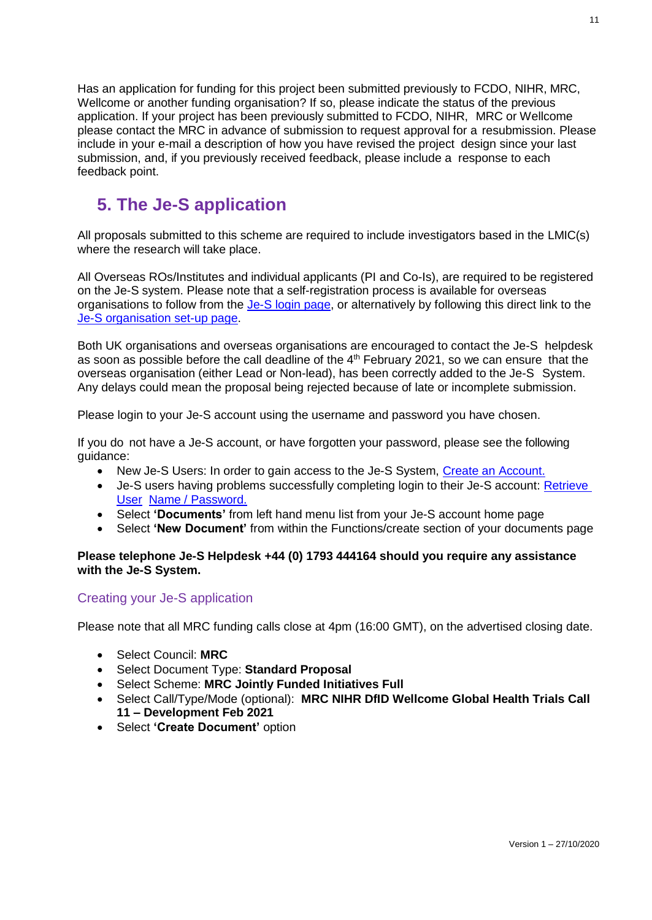Has an application for funding for this project been submitted previously to FCDO, NIHR, MRC, Wellcome or another funding organisation? If so, please indicate the status of the previous application. If your project has been previously submitted to FCDO, NIHR, MRC or Wellcome please contact the MRC in advance of submission to request approval for a resubmission. Please include in your e-mail a description of how you have revised the project design since your last submission, and, if you previously received feedback, please include a response to each feedback point.

## 5. The Je-S application

All proposals submitted to this scheme are required to include investigators based in the LMIC(s) where the research will take place.

All Overseas ROs/Institutes and individual applicants (PI and Co-Is), are required to be registered on the Je-S system. Please note that a self-registration process is available for overseas organisations to follow from the Je-S login page, or alternatively by following this direct link to the Je-S organisation set-up page.

Both UK organisations and overseas organisations are encouraged to contact the Je-S helpdesk as soon as possible before the call deadline of the 4th February 2021, so we can ensure that the overseas organisation (either Lead or Non-lead), has been correctly added to the Je-S System. Any delays could mean the proposal being rejected because of late or incomplete submission.

Please login to your Je-S account using the username and password you have chosen.

If you do not have a Je-S account, or have forgotten your password, please see the following guidance:

- New Je-S Users: In order to gain access to the Je-S System, Create an Account.
- Je-S users having problems successfully completing login to their Je-S account: Retrieve User Name / Password.
- Select **'Documents'** from left hand menu list from your Je-S account home page
- Select **'New Document'** from within the Functions/create section of your documents page

**Please telephone Je-S Helpdesk +44 (0) 1793 444164 should you require any assistance with the Je-S System.**

### Creating your Je-S application

Please note that all MRC funding calls close at 4pm (16:00 GMT), on the advertised closing date.

- Select Council: **MRC**
- Select Document Type: **Standard Proposal**
- Select Scheme: **MRC Jointly Funded Initiatives Full**
- Select Call/Type/Mode (optional): **MRC NIHR DfID Wellcome Global Health Trials Call 11 – Development Feb 2021**
- Select **'Create Document'** option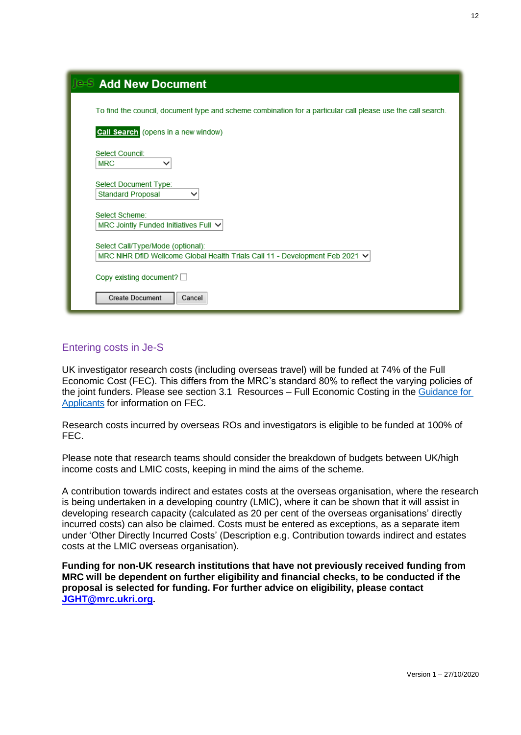**Je-S Add New Document**

To find the council, document type and scheme combination for a particular call please use the call search.

Call Search (opens in a new window)

Select Council:
MRC

Select Document Type:
Standard Proposal

Select Scheme:
MRC Jointly Funded Initiatives Full

Select Call/Type/Mode (optional):
MRC NIHR DfID Wellcome Global Health Trials Call 11 - Development Feb 2021

Copy existing document? ☐

Create Document | Cancel

## Entering costs in Je-S

UK investigator research costs (including overseas travel) will be funded at 74% of the Full Economic Cost (FEC). This differs from the MRC's standard 80% to reflect the varying policies of the joint funders. Please see section 3.1 Resources – Full Economic Costing in the Guidance for Applicants for information on FEC.

Research costs incurred by overseas ROs and investigators is eligible to be funded at 100% of FEC.

Please note that research teams should consider the breakdown of budgets between UK/high income costs and LMIC costs, keeping in mind the aims of the scheme.

A contribution towards indirect and estates costs at the overseas organisation, where the research is being undertaken in a developing country (LMIC), where it can be shown that it will assist in developing research capacity (calculated as 20 per cent of the overseas organisations' directly incurred costs) can also be claimed. Costs must be entered as exceptions, as a separate item under 'Other Directly Incurred Costs' (Description e.g. Contribution towards indirect and estates costs at the LMIC overseas organisation).

**Funding for non-UK research institutions that have not previously received funding from MRC will be dependent on further eligibility and financial checks, to be conducted if the proposal is selected for funding. For further advice on eligibility, please contact JGHT@mrc.ukri.org.**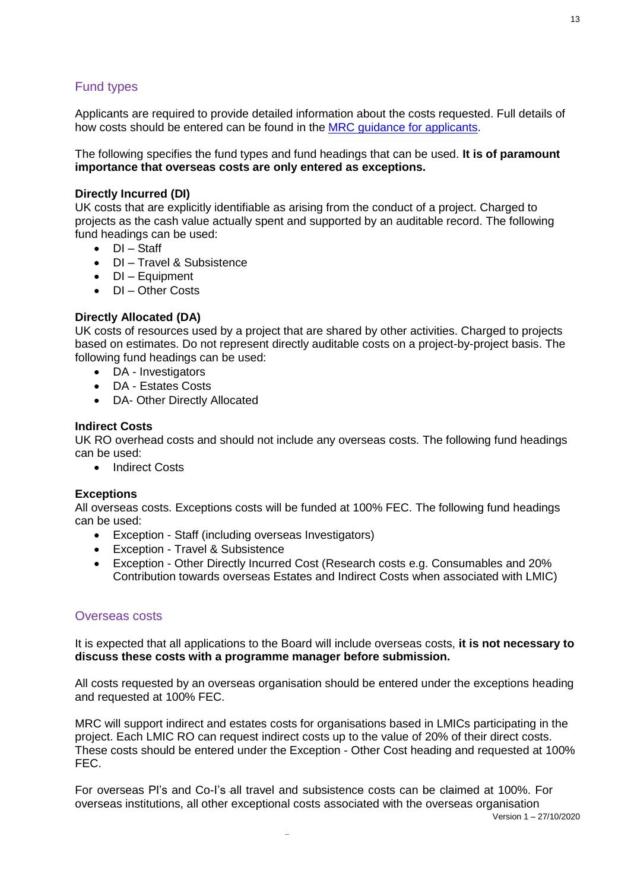## Fund types

Applicants are required to provide detailed information about the costs requested. Full details of how costs should be entered can be found in the [MRC guidance for applicants](#).

The following specifies the fund types and fund headings that can be used. **It is of paramount importance that overseas costs are only entered as exceptions.**

**Directly Incurred (DI)**
UK costs that are explicitly identifiable as arising from the conduct of a project. Charged to projects as the cash value actually spent and supported by an auditable record. The following fund headings can be used:

- DI – Staff
- DI – Travel & Subsistence
- DI – Equipment
- DI – Other Costs

**Directly Allocated (DA)**
UK costs of resources used by a project that are shared by other activities. Charged to projects based on estimates. Do not represent directly auditable costs on a project-by-project basis. The following fund headings can be used:

- DA - Investigators
- DA - Estates Costs
- DA- Other Directly Allocated

**Indirect Costs**
UK RO overhead costs and should not include any overseas costs. The following fund headings can be used:

- Indirect Costs

**Exceptions**
All overseas costs. Exceptions costs will be funded at 100% FEC. The following fund headings can be used:

- Exception - Staff (including overseas Investigators)
- Exception - Travel & Subsistence
- Exception - Other Directly Incurred Cost (Research costs e.g. Consumables and 20% Contribution towards overseas Estates and Indirect Costs when associated with LMIC)

## Overseas costs

It is expected that all applications to the Board will include overseas costs, **it is not necessary to discuss these costs with a programme manager before submission.**

All costs requested by an overseas organisation should be entered under the exceptions heading and requested at 100% FEC.

MRC will support indirect and estates costs for organisations based in LMICs participating in the project. Each LMIC RO can request indirect costs up to the value of 20% of their direct costs. These costs should be entered under the Exception - Other Cost heading and requested at 100% FEC.

For overseas PI's and Co-I's all travel and subsistence costs can be claimed at 100%. For overseas institutions, all other exceptional costs associated with the overseas organisation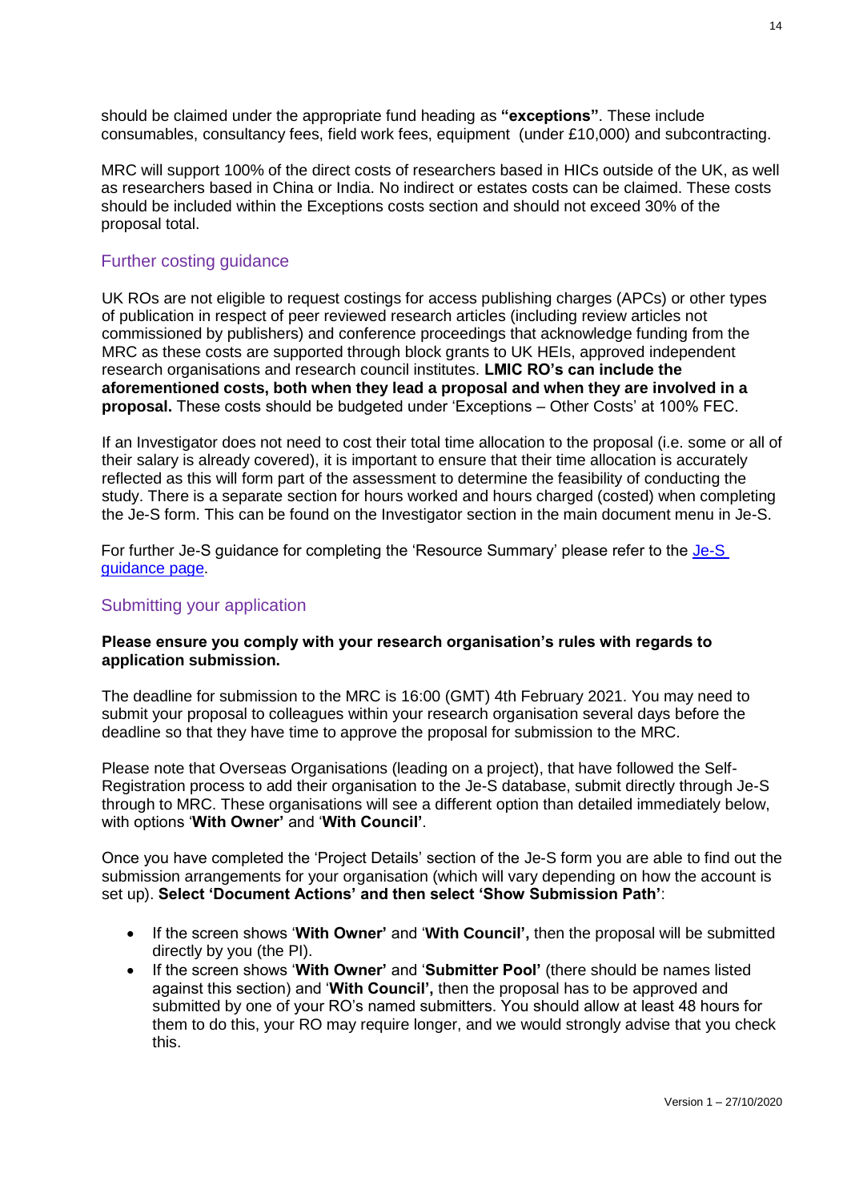should be claimed under the appropriate fund heading as **"exceptions"**. These include consumables, consultancy fees, field work fees, equipment (under £10,000) and subcontracting.

MRC will support 100% of the direct costs of researchers based in HICs outside of the UK, as well as researchers based in China or India. No indirect or estates costs can be claimed. These costs should be included within the Exceptions costs section and should not exceed 30% of the proposal total.

## Further costing guidance

UK ROs are not eligible to request costings for access publishing charges (APCs) or other types of publication in respect of peer reviewed research articles (including review articles not commissioned by publishers) and conference proceedings that acknowledge funding from the MRC as these costs are supported through block grants to UK HEIs, approved independent research organisations and research council institutes. **LMIC RO's can include the aforementioned costs, both when they lead a proposal and when they are involved in a proposal.** These costs should be budgeted under 'Exceptions – Other Costs' at 100% FEC.

If an Investigator does not need to cost their total time allocation to the proposal (i.e. some or all of their salary is already covered), it is important to ensure that their time allocation is accurately reflected as this will form part of the assessment to determine the feasibility of conducting the study. There is a separate section for hours worked and hours charged (costed) when completing the Je-S form. This can be found on the Investigator section in the main document menu in Je-S.

For further Je-S guidance for completing the 'Resource Summary' please refer to the Je-S guidance page.

## Submitting your application

**Please ensure you comply with your research organisation's rules with regards to application submission.**

The deadline for submission to the MRC is 16:00 (GMT) 4th February 2021. You may need to submit your proposal to colleagues within your research organisation several days before the deadline so that they have time to approve the proposal for submission to the MRC.

Please note that Overseas Organisations (leading on a project), that have followed the Self-Registration process to add their organisation to the Je-S database, submit directly through Je-S through to MRC. These organisations will see a different option than detailed immediately below, with options '**With Owner'** and '**With Council'**.

Once you have completed the 'Project Details' section of the Je-S form you are able to find out the submission arrangements for your organisation (which will vary depending on how the account is set up). **Select 'Document Actions' and then select 'Show Submission Path'**:

- If the screen shows '**With Owner'** and '**With Council',** then the proposal will be submitted directly by you (the PI).
- If the screen shows '**With Owner'** and '**Submitter Pool'** (there should be names listed against this section) and '**With Council',** then the proposal has to be approved and submitted by one of your RO's named submitters. You should allow at least 48 hours for them to do this, your RO may require longer, and we would strongly advise that you check this.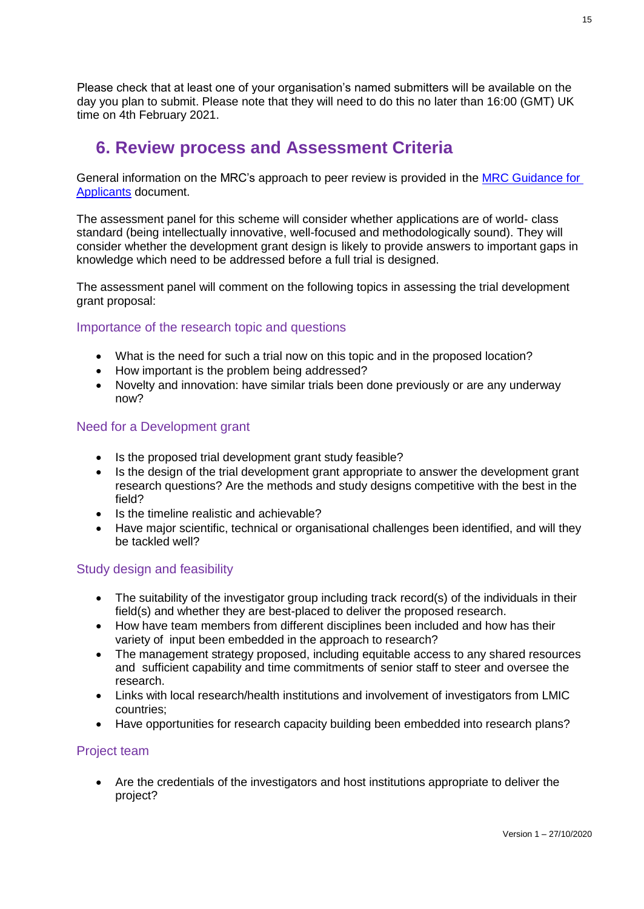Please check that at least one of your organisation's named submitters will be available on the day you plan to submit. Please note that they will need to do this no later than 16:00 (GMT) UK time on 4th February 2021.

## 6. Review process and Assessment Criteria

General information on the MRC's approach to peer review is provided in the [MRC Guidance for Applicants](#) document.

The assessment panel for this scheme will consider whether applications are of world- class standard (being intellectually innovative, well-focused and methodologically sound). They will consider whether the development grant design is likely to provide answers to important gaps in knowledge which need to be addressed before a full trial is designed.

The assessment panel will comment on the following topics in assessing the trial development grant proposal:

### Importance of the research topic and questions

- What is the need for such a trial now on this topic and in the proposed location?
- How important is the problem being addressed?
- Novelty and innovation: have similar trials been done previously or are any underway now?

### Need for a Development grant

- Is the proposed trial development grant study feasible?
- Is the design of the trial development grant appropriate to answer the development grant research questions? Are the methods and study designs competitive with the best in the field?
- Is the timeline realistic and achievable?
- Have major scientific, technical or organisational challenges been identified, and will they be tackled well?

### Study design and feasibility

- The suitability of the investigator group including track record(s) of the individuals in their field(s) and whether they are best-placed to deliver the proposed research.
- How have team members from different disciplines been included and how has their variety of input been embedded in the approach to research?
- The management strategy proposed, including equitable access to any shared resources and sufficient capability and time commitments of senior staff to steer and oversee the research.
- Links with local research/health institutions and involvement of investigators from LMIC countries;
- Have opportunities for research capacity building been embedded into research plans?

### Project team

- Are the credentials of the investigators and host institutions appropriate to deliver the project?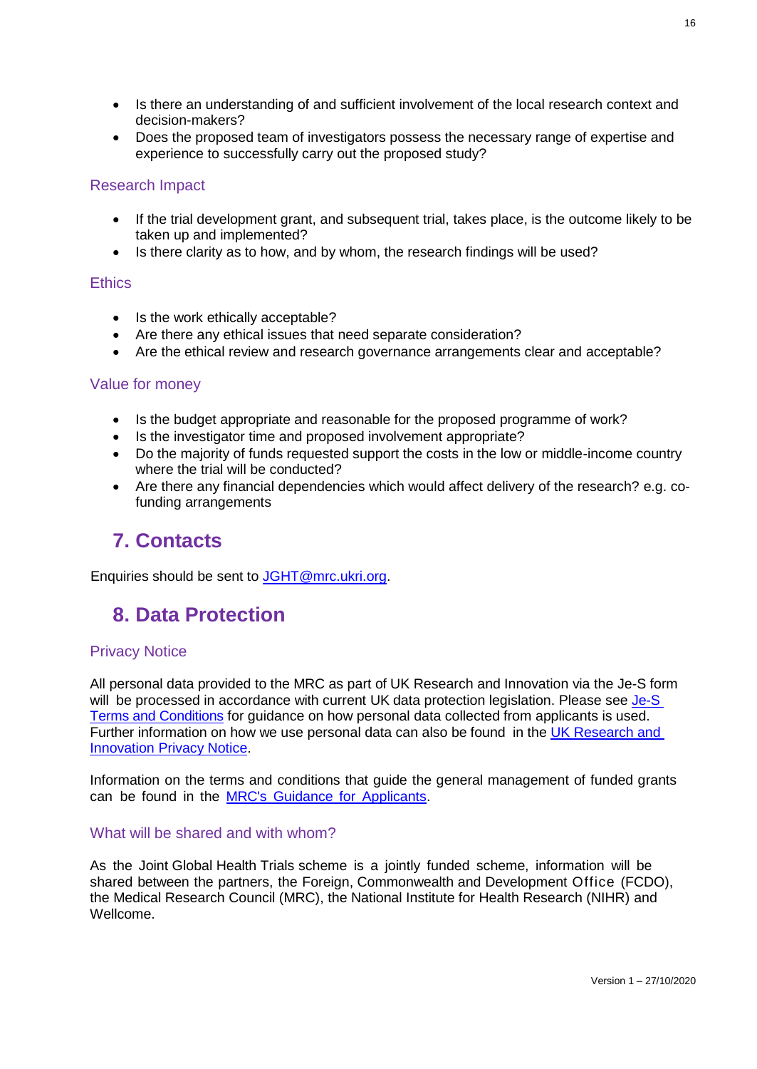- Is there an understanding of and sufficient involvement of the local research context and decision-makers?
- Does the proposed team of investigators possess the necessary range of expertise and experience to successfully carry out the proposed study?

### Research Impact

- If the trial development grant, and subsequent trial, takes place, is the outcome likely to be taken up and implemented?
- Is there clarity as to how, and by whom, the research findings will be used?

### Ethics

- Is the work ethically acceptable?
- Are there any ethical issues that need separate consideration?
- Are the ethical review and research governance arrangements clear and acceptable?

### Value for money

- Is the budget appropriate and reasonable for the proposed programme of work?
- Is the investigator time and proposed involvement appropriate?
- Do the majority of funds requested support the costs in the low or middle-income country where the trial will be conducted?
- Are there any financial dependencies which would affect delivery of the research? e.g. co-funding arrangements

## 7. Contacts

Enquiries should be sent to [JGHT@mrc.ukri.org](mailto:JGHT@mrc.ukri.org).

## 8. Data Protection

### Privacy Notice

All personal data provided to the MRC as part of UK Research and Innovation via the Je-S form will be processed in accordance with current UK data protection legislation. Please see Je-S Terms and Conditions for guidance on how personal data collected from applicants is used. Further information on how we use personal data can also be found in the UK Research and Innovation Privacy Notice.

Information on the terms and conditions that guide the general management of funded grants can be found in the MRC's Guidance for Applicants.

### What will be shared and with whom?

As the Joint Global Health Trials scheme is a jointly funded scheme, information will be shared between the partners, the Foreign, Commonwealth and Development Office (FCDO), the Medical Research Council (MRC), the National Institute for Health Research (NIHR) and Wellcome.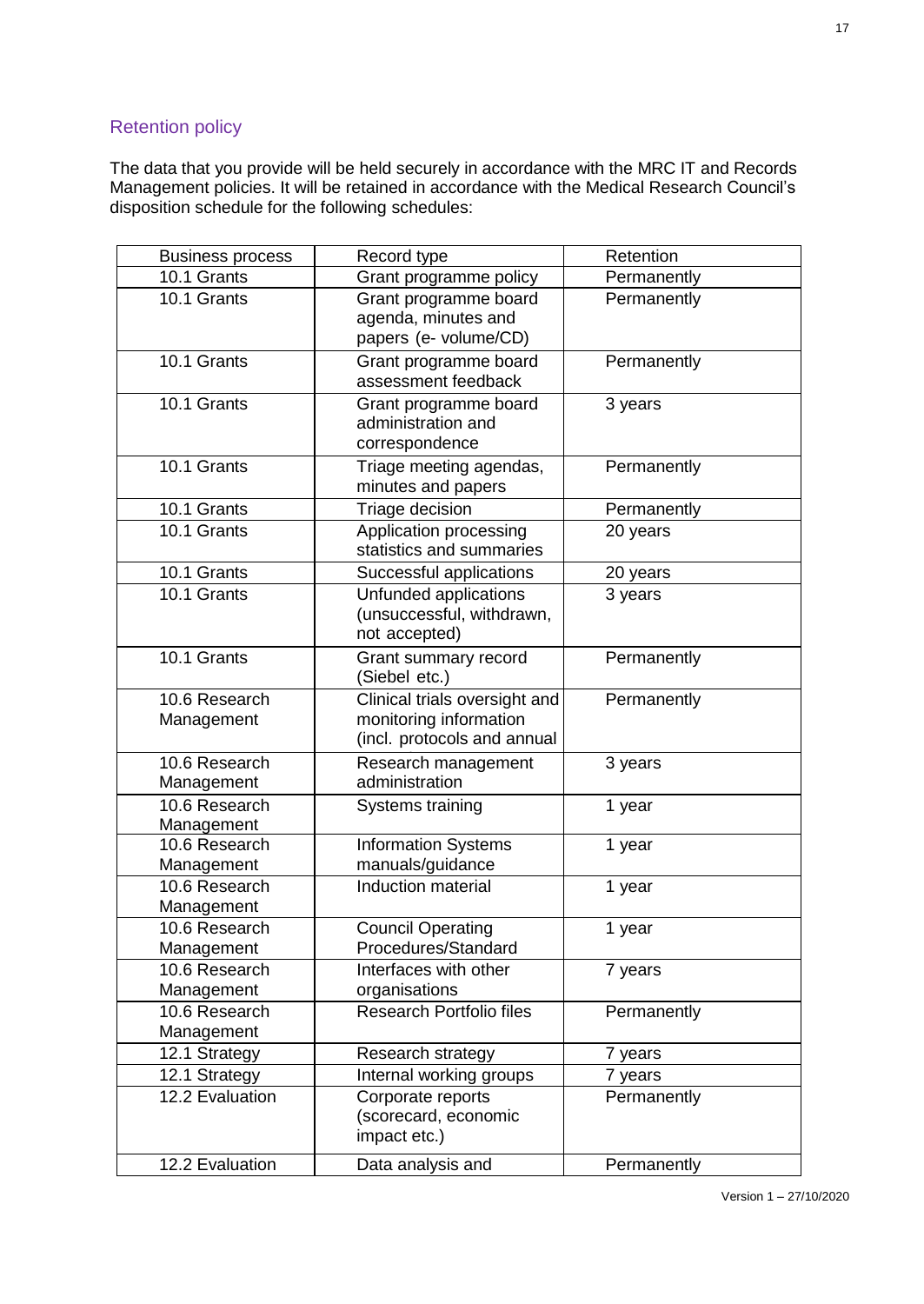## Retention policy

The data that you provide will be held securely in accordance with the MRC IT and Records Management policies. It will be retained in accordance with the Medical Research Council's disposition schedule for the following schedules:

| Business process | Record type | Retention |
|---|---|---|
| 10.1 Grants | Grant programme policy | Permanently |
| 10.1 Grants | Grant programme board agenda, minutes and papers (e- volume/CD) | Permanently |
| 10.1 Grants | Grant programme board assessment feedback | Permanently |
| 10.1 Grants | Grant programme board administration and correspondence | 3 years |
| 10.1 Grants | Triage meeting agendas, minutes and papers | Permanently |
| 10.1 Grants | Triage decision | Permanently |
| 10.1 Grants | Application processing statistics and summaries | 20 years |
| 10.1 Grants | Successful applications | 20 years |
| 10.1 Grants | Unfunded applications (unsuccessful, withdrawn, not accepted) | 3 years |
| 10.1 Grants | Grant summary record (Siebel etc.) | Permanently |
| 10.6 Research Management | Clinical trials oversight and monitoring information (incl. protocols and annual | Permanently |
| 10.6 Research Management | Research management administration | 3 years |
| 10.6 Research Management | Systems training | 1 year |
| 10.6 Research Management | Information Systems manuals/guidance | 1 year |
| 10.6 Research Management | Induction material | 1 year |
| 10.6 Research Management | Council Operating Procedures/Standard | 1 year |
| 10.6 Research Management | Interfaces with other organisations | 7 years |
| 10.6 Research Management | Research Portfolio files | Permanently |
| 12.1 Strategy | Research strategy | 7 years |
| 12.1 Strategy | Internal working groups | 7 years |
| 12.2 Evaluation | Corporate reports (scorecard, economic impact etc.) | Permanently |
| 12.2 Evaluation | Data analysis and | Permanently |

Version 1 – 27/10/2020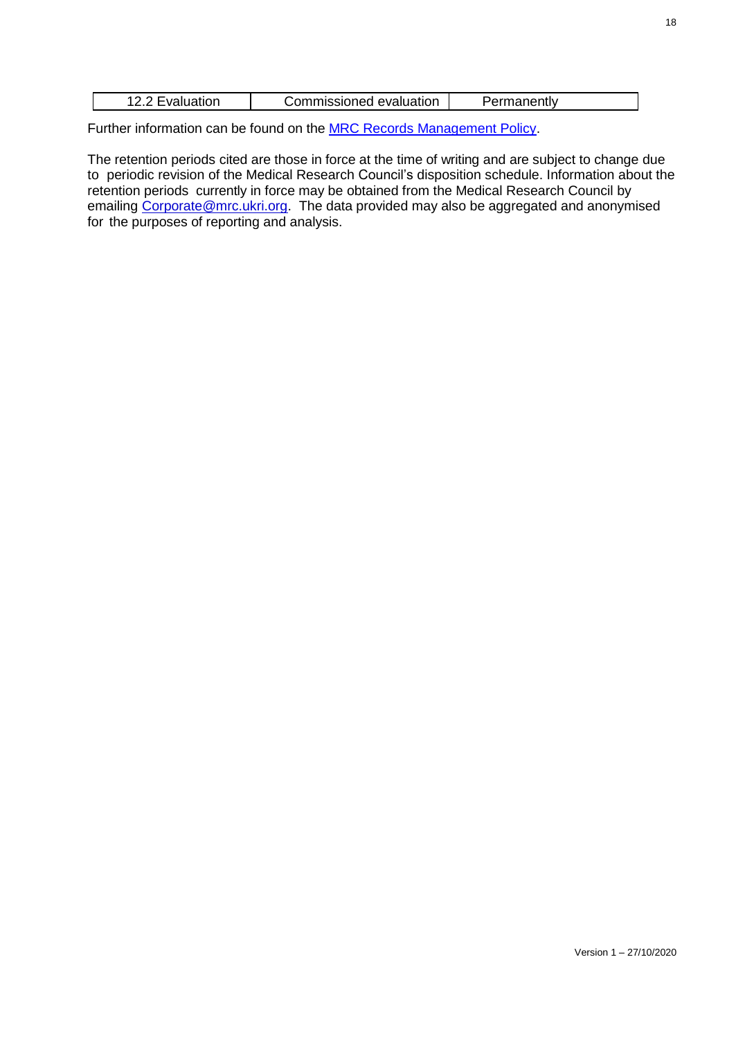| | | |
|---|---|---|
| 12.2 Evaluation | Commissioned evaluation | Permanently |

Further information can be found on the MRC Records Management Policy.

The retention periods cited are those in force at the time of writing and are subject to change due to periodic revision of the Medical Research Council's disposition schedule. Information about the retention periods currently in force may be obtained from the Medical Research Council by emailing Corporate@mrc.ukri.org. The data provided may also be aggregated and anonymised for the purposes of reporting and analysis.

Version 1 – 27/10/2020